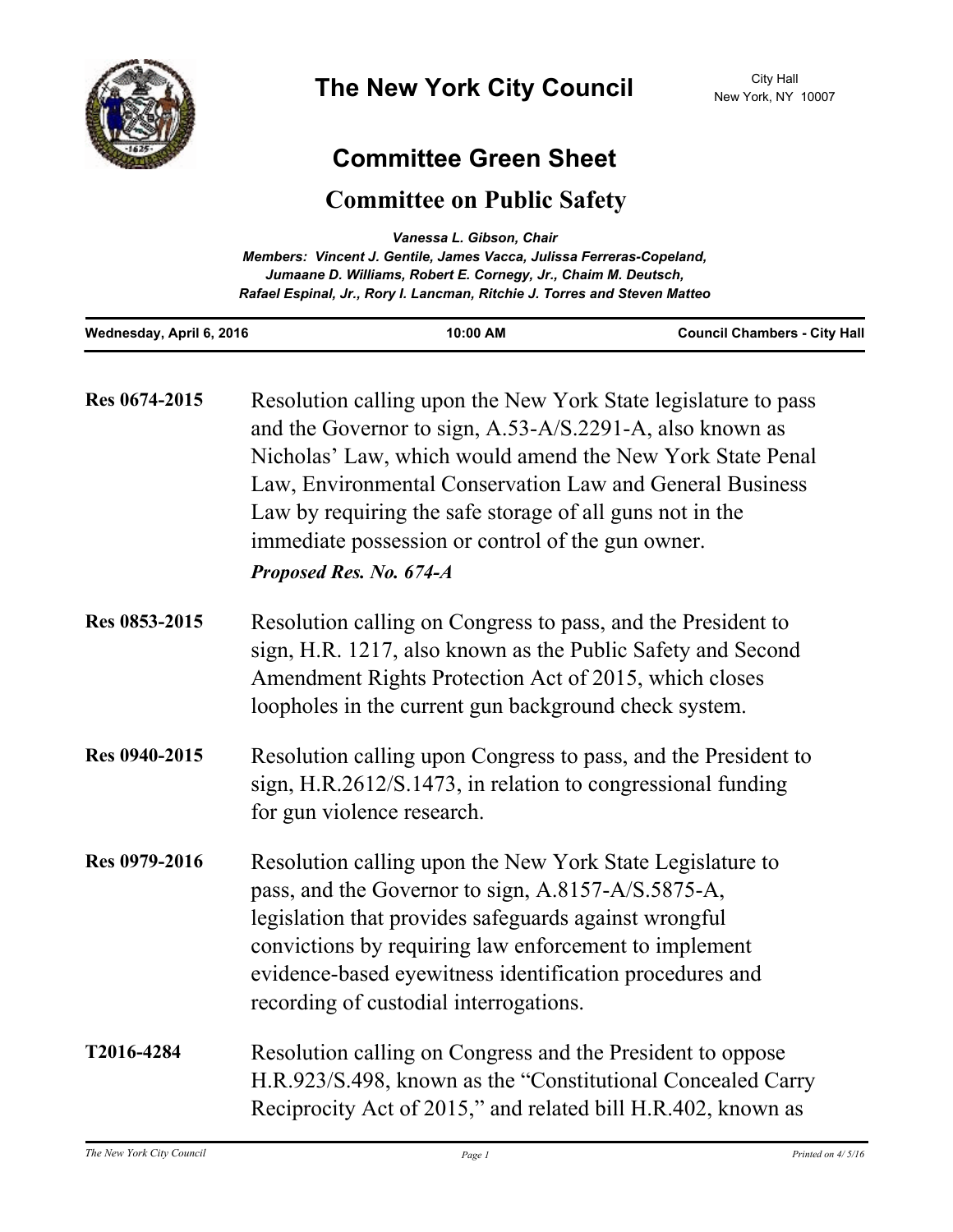# The New York City Council

City Hall
New York, NY 10007

## Committee Green Sheet

## Committee on Public Safety

*Vanessa L. Gibson, Chair*
*Members: Vincent J. Gentile, James Vacca, Julissa Ferreras-Copeland, Jumaane D. Williams, Robert E. Cornegy, Jr., Chaim M. Deutsch, Rafael Espinal, Jr., Rory I. Lancman, Ritchie J. Torres and Steven Matteo*

**Wednesday, April 6, 2016** | **10:00 AM** | **Council Chambers - City Hall**

**Res 0674-2015** Resolution calling upon the New York State legislature to pass and the Governor to sign, A.53-A/S.2291-A, also known as Nicholas' Law, which would amend the New York State Penal Law, Environmental Conservation Law and General Business Law by requiring the safe storage of all guns not in the immediate possession or control of the gun owner.

***Proposed Res. No. 674-A***

**Res 0853-2015** Resolution calling on Congress to pass, and the President to sign, H.R. 1217, also known as the Public Safety and Second Amendment Rights Protection Act of 2015, which closes loopholes in the current gun background check system.

**Res 0940-2015** Resolution calling upon Congress to pass, and the President to sign, H.R.2612/S.1473, in relation to congressional funding for gun violence research.

**Res 0979-2016** Resolution calling upon the New York State Legislature to pass, and the Governor to sign, A.8157-A/S.5875-A, legislation that provides safeguards against wrongful convictions by requiring law enforcement to implement evidence-based eyewitness identification procedures and recording of custodial interrogations.

**T2016-4284** Resolution calling on Congress and the President to oppose H.R.923/S.498, known as the "Constitutional Concealed Carry Reciprocity Act of 2015," and related bill H.R.402, known as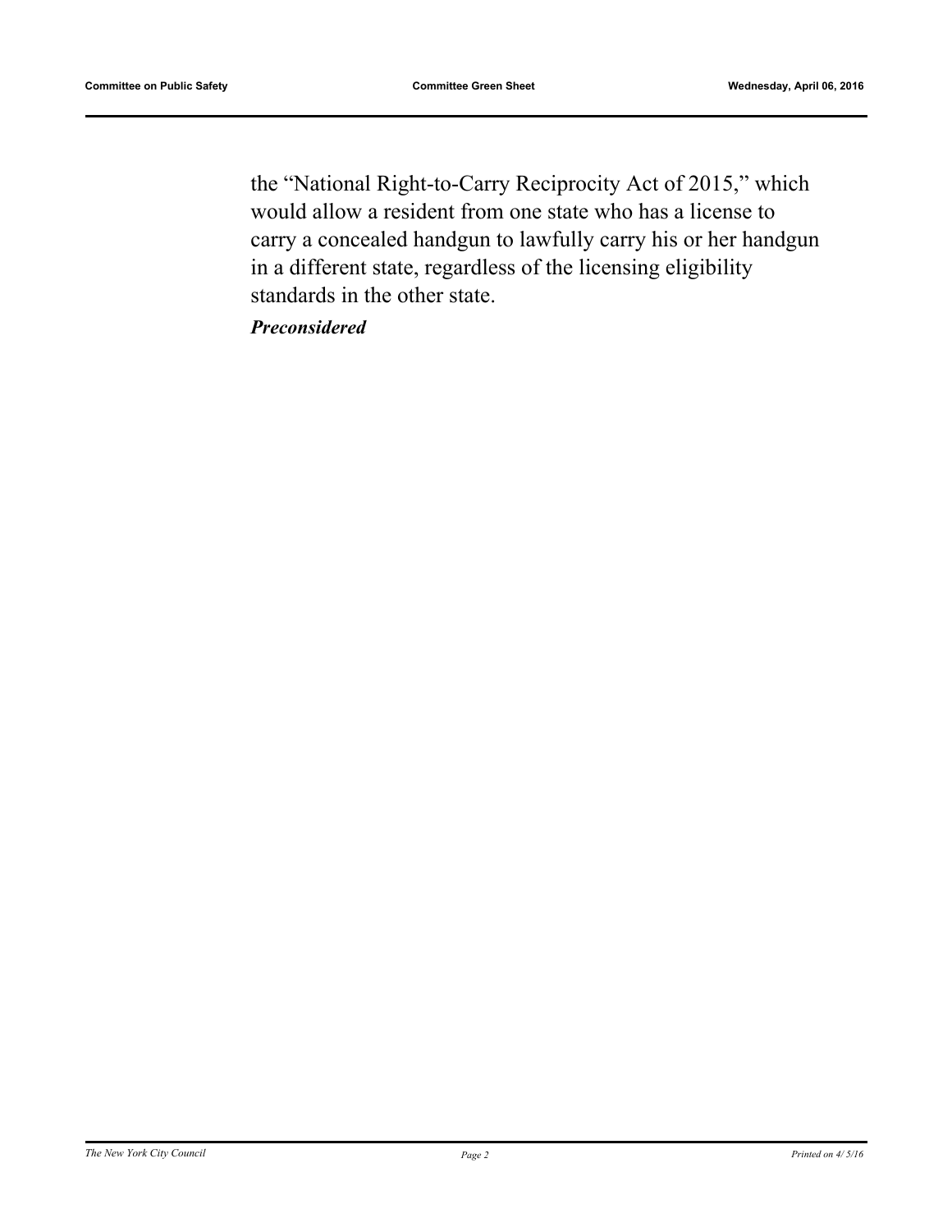the “National Right-to-Carry Reciprocity Act of 2015,” which would allow a resident from one state who has a license to carry a concealed handgun to lawfully carry his or her handgun in a different state, regardless of the licensing eligibility standards in the other state.

***Preconsidered***